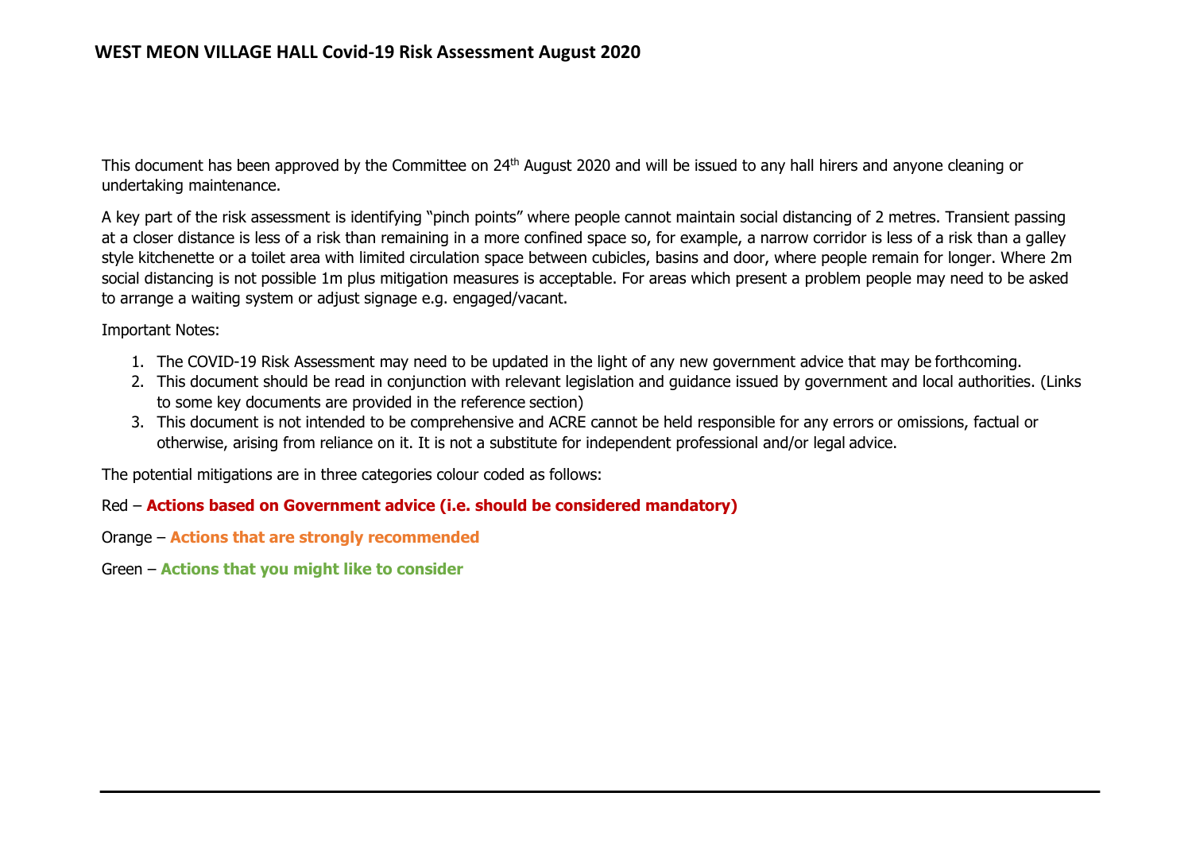# WEST MEON VILLAGE HALL Covid-19 Risk Assessment August 2020

This document has been approved by the Committee on 24th August 2020 and will be issued to any hall hirers and anyone cleaning or undertaking maintenance.

A key part of the risk assessment is identifying "pinch points" where people cannot maintain social distancing of 2 metres. Transient passing at a closer distance is less of a risk than remaining in a more confined space so, for example, a narrow corridor is less of a risk than a galley style kitchenette or a toilet area with limited circulation space between cubicles, basins and door, where people remain for longer. Where 2m social distancing is not possible 1m plus mitigation measures is acceptable. For areas which present a problem people may need to be asked to arrange a waiting system or adjust signage e.g. engaged/vacant.

Important Notes:

1. The COVID-19 Risk Assessment may need to be updated in the light of any new government advice that may be forthcoming.
2. This document should be read in conjunction with relevant legislation and guidance issued by government and local authorities. (Links to some key documents are provided in the reference section)
3. This document is not intended to be comprehensive and ACRE cannot be held responsible for any errors or omissions, factual or otherwise, arising from reliance on it. It is not a substitute for independent professional and/or legal advice.

The potential mitigations are in three categories colour coded as follows:

Red – **Actions based on Government advice (i.e. should be considered mandatory)**

Orange – **Actions that are strongly recommended**

Green – **Actions that you might like to consider**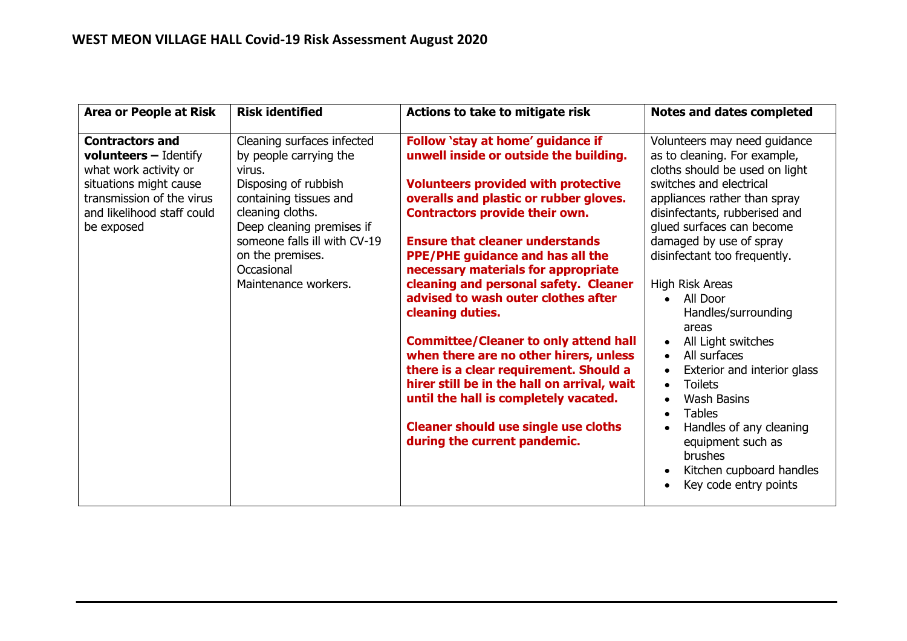## WEST MEON VILLAGE HALL Covid-19 Risk Assessment August 2020

| Area or People at Risk | Risk identified | Actions to take to mitigate risk | Notes and dates completed |
| --- | --- | --- | --- |
| **Contractors and volunteers –** Identify what work activity or situations might cause transmission of the virus and likelihood staff could be exposed | Cleaning surfaces infected by people carrying the virus.<br>Disposing of rubbish containing tissues and cleaning cloths.<br>Deep cleaning premises if someone falls ill with CV-19 on the premises.<br>Occasional Maintenance workers. | **Follow 'stay at home' guidance if unwell inside or outside the building.**<br><br>**Volunteers provided with protective overalls and plastic or rubber gloves. Contractors provide their own.**<br><br>**Ensure that cleaner understands PPE/PHE guidance and has all the necessary materials for appropriate cleaning and personal safety. Cleaner advised to wash outer clothes after cleaning duties.**<br><br>**Committee/Cleaner to only attend hall when there are no other hirers, unless there is a clear requirement. Should a hirer still be in the hall on arrival, wait until the hall is completely vacated.**<br><br>**Cleaner should use single use cloths during the current pandemic.** | Volunteers may need guidance as to cleaning. For example, cloths should be used on light switches and electrical appliances rather than spray disinfectants, rubberised and glued surfaces can become damaged by use of spray disinfectant too frequently.<br><br>High Risk Areas<br>• All Door Handles/surrounding areas<br>• All Light switches<br>• All surfaces<br>• Exterior and interior glass<br>• Toilets<br>• Wash Basins<br>• Tables<br>• Handles of any cleaning equipment such as brushes<br>• Kitchen cupboard handles<br>• Key code entry points |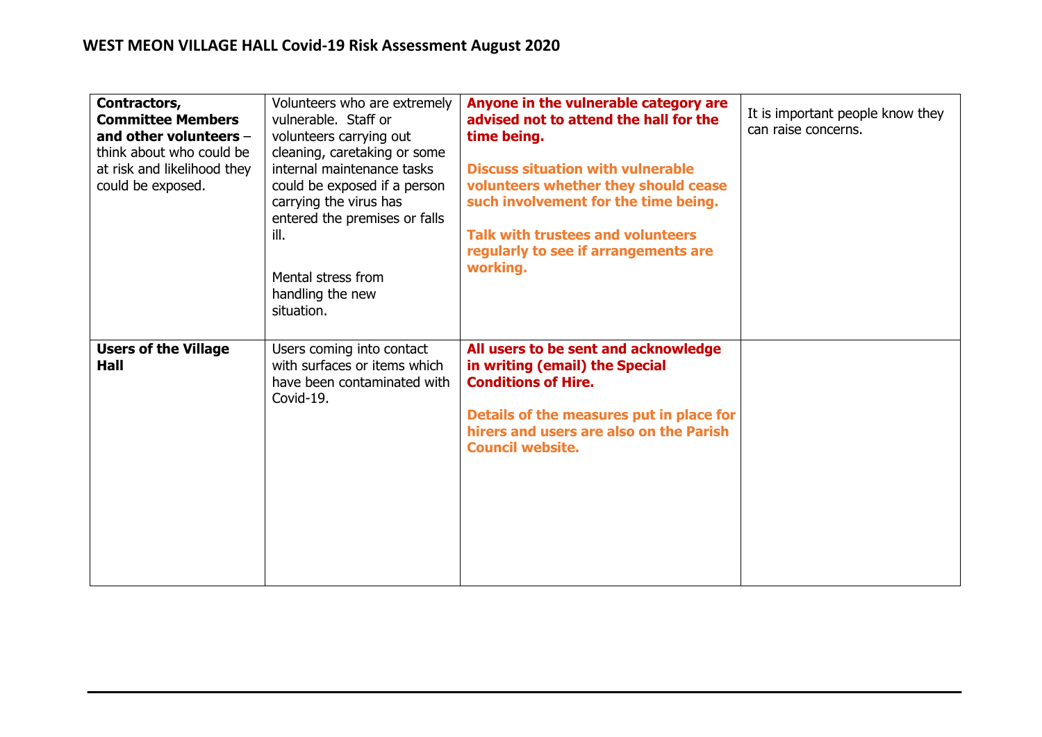## WEST MEON VILLAGE HALL Covid-19 Risk Assessment August 2020

| | | | |
|---|---|---|---|
| **Contractors, Committee Members and other volunteers** – think about who could be at risk and likelihood they could be exposed. | Volunteers who are extremely vulnerable. Staff or volunteers carrying out cleaning, caretaking or some internal maintenance tasks could be exposed if a person carrying the virus has entered the premises or falls ill.<br><br>Mental stress from handling the new situation. | **Anyone in the vulnerable category are advised not to attend the hall for the time being.**<br><br>**Discuss situation with vulnerable volunteers whether they should cease such involvement for the time being.**<br><br>**Talk with trustees and volunteers regularly to see if arrangements are working.** | It is important people know they can raise concerns. |
| **Users of the Village Hall** | Users coming into contact with surfaces or items which have been contaminated with Covid-19. | **All users to be sent and acknowledge in writing (email) the Special Conditions of Hire.**<br><br>**Details of the measures put in place for hirers and users are also on the Parish Council website.** | |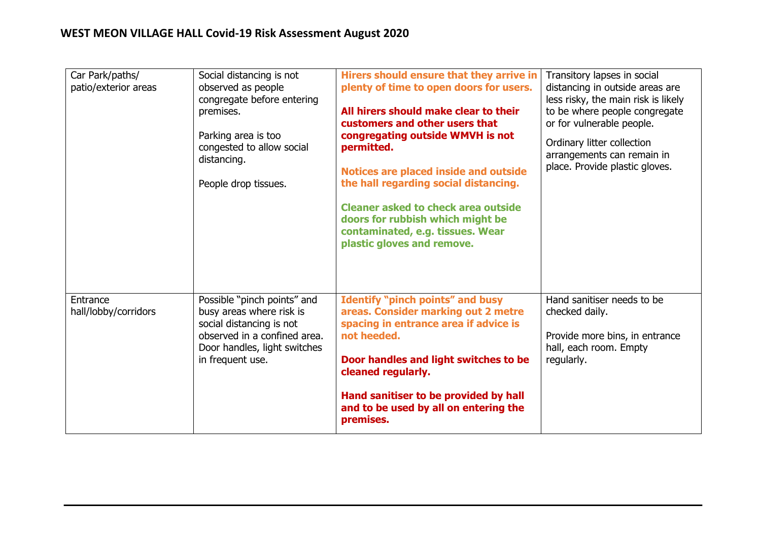## WEST MEON VILLAGE HALL Covid-19 Risk Assessment August 2020

| | | | |
|---|---|---|---|
| Car Park/paths/ patio/exterior areas | Social distancing is not observed as people congregate before entering premises.<br><br>Parking area is too congested to allow social distancing.<br><br>People drop tissues. | **Hirers should ensure that they arrive in plenty of time to open doors for users.**<br><br>**All hirers should make clear to their customers and other users that congregating outside WMVH is not permitted.**<br><br>**Notices are placed inside and outside the hall regarding social distancing.**<br><br>**Cleaner asked to check area outside doors for rubbish which might be contaminated, e.g. tissues. Wear plastic gloves and remove.** | Transitory lapses in social distancing in outside areas are less risky, the main risk is likely to be where people congregate or for vulnerable people.<br><br>Ordinary litter collection arrangements can remain in place. Provide plastic gloves. |
| Entrance hall/lobby/corridors | Possible "pinch points" and busy areas where risk is social distancing is not observed in a confined area. Door handles, light switches in frequent use. | **Identify "pinch points" and busy areas. Consider marking out 2 metre spacing in entrance area if advice is not heeded.**<br><br>**Door handles and light switches to be cleaned regularly.**<br><br>**Hand sanitiser to be provided by hall and to be used by all on entering the premises.** | Hand sanitiser needs to be checked daily.<br><br>Provide more bins, in entrance hall, each room. Empty regularly. |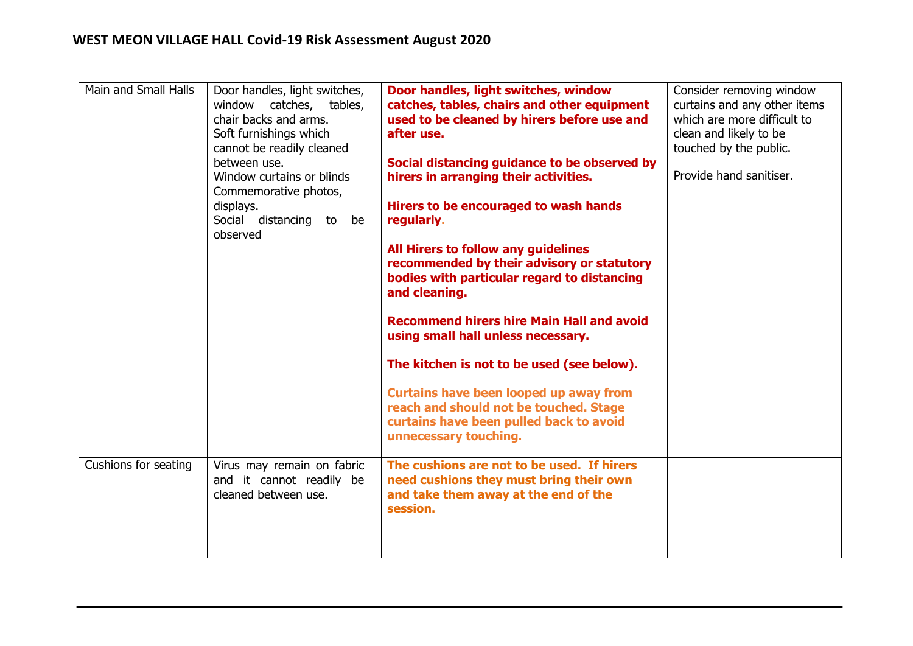## WEST MEON VILLAGE HALL Covid-19 Risk Assessment August 2020

| | | | |
|---|---|---|---|
| Main and Small Halls | Door handles, light switches, window catches, tables, chair backs and arms.<br>Soft furnishings which cannot be readily cleaned between use.<br>Window curtains or blinds<br>Commemorative photos, displays.<br>Social distancing to be observed | **Door handles, light switches, window catches, tables, chairs and other equipment used to be cleaned by hirers before use and after use.**<br><br>**Social distancing guidance to be observed by hirers in arranging their activities.**<br><br>**Hirers to be encouraged to wash hands regularly.**<br><br>**All Hirers to follow any guidelines recommended by their advisory or statutory bodies with particular regard to distancing and cleaning.**<br><br>**Recommend hirers hire Main Hall and avoid using small hall unless necessary.**<br><br>**The kitchen is not to be used (see below).**<br><br>**Curtains have been looped up away from reach and should not be touched. Stage curtains have been pulled back to avoid unnecessary touching.** | Consider removing window curtains and any other items which are more difficult to clean and likely to be touched by the public.<br><br>Provide hand sanitiser. |
| Cushions for seating | Virus may remain on fabric and it cannot readily be cleaned between use. | **The cushions are not to be used. If hirers need cushions they must bring their own and take them away at the end of the session.** | |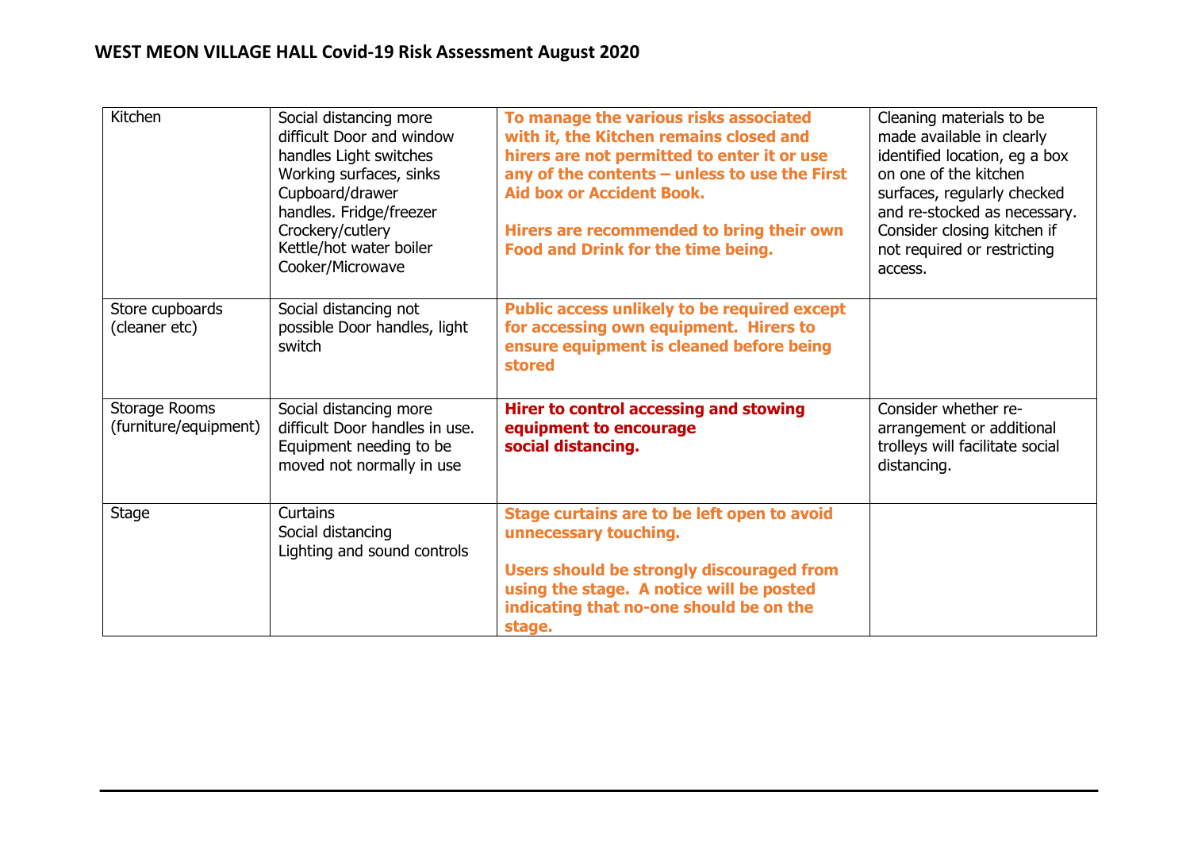## WEST MEON VILLAGE HALL Covid-19 Risk Assessment August 2020

| | | | |
|---|---|---|---|
| Kitchen | Social distancing more difficult Door and window handles Light switches Working surfaces, sinks Cupboard/drawer handles. Fridge/freezer Crockery/cutlery Kettle/hot water boiler Cooker/Microwave | **To manage the various risks associated with it, the Kitchen remains closed and hirers are not permitted to enter it or use any of the contents – unless to use the First Aid box or Accident Book.**<br><br>**Hirers are recommended to bring their own Food and Drink for the time being.** | Cleaning materials to be made available in clearly identified location, eg a box on one of the kitchen surfaces, regularly checked and re-stocked as necessary. Consider closing kitchen if not required or restricting access. |
| Store cupboards (cleaner etc) | Social distancing not possible Door handles, light switch | **Public access unlikely to be required except for accessing own equipment. Hirers to ensure equipment is cleaned before being stored** | |
| Storage Rooms (furniture/equipment) | Social distancing more difficult Door handles in use. Equipment needing to be moved not normally in use | **Hirer to control accessing and stowing equipment to encourage social distancing.** | Consider whether re-arrangement or additional trolleys will facilitate social distancing. |
| Stage | Curtains<br>Social distancing<br>Lighting and sound controls | **Stage curtains are to be left open to avoid unnecessary touching.**<br><br>**Users should be strongly discouraged from using the stage. A notice will be posted indicating that no-one should be on the stage.** | |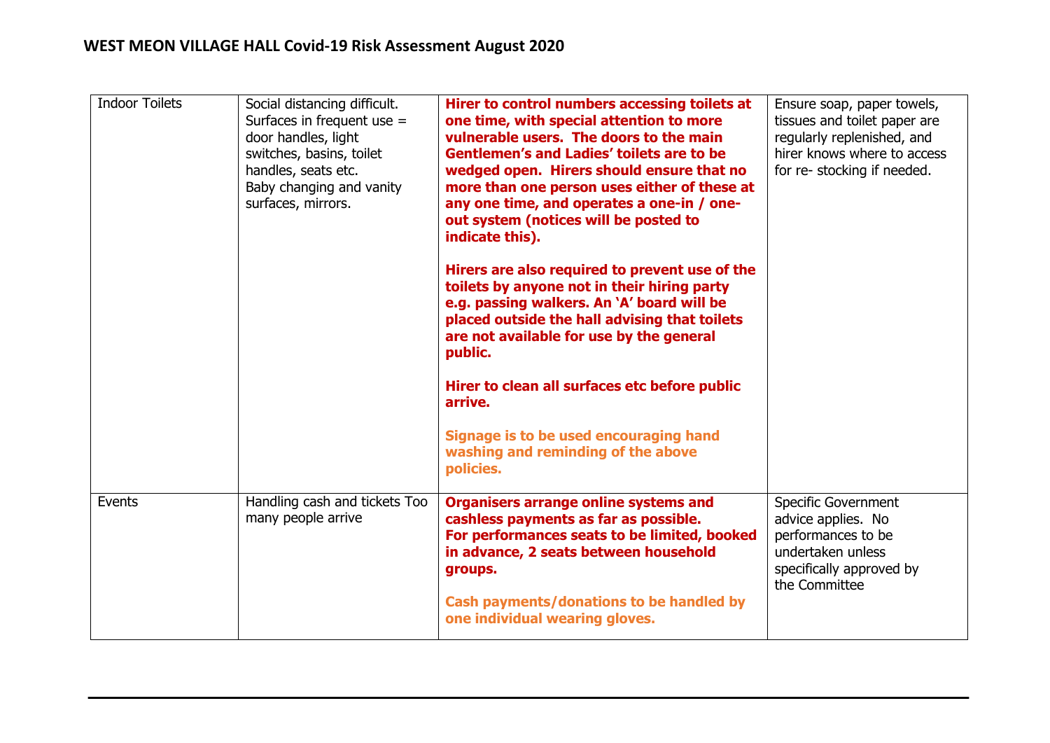## WEST MEON VILLAGE HALL Covid-19 Risk Assessment August 2020

| | | | |
|---|---|---|---|
| Indoor Toilets | Social distancing difficult. Surfaces in frequent use = door handles, light switches, basins, toilet handles, seats etc. Baby changing and vanity surfaces, mirrors. | **Hirer to control numbers accessing toilets at one time, with special attention to more vulnerable users. The doors to the main Gentlemen's and Ladies' toilets are to be wedged open. Hirers should ensure that no more than one person uses either of these at any one time, and operates a one-in / one-out system (notices will be posted to indicate this).**<br><br>**Hirers are also required to prevent use of the toilets by anyone not in their hiring party e.g. passing walkers. An 'A' board will be placed outside the hall advising that toilets are not available for use by the general public.**<br><br>**Hirer to clean all surfaces etc before public arrive.**<br><br>**Signage is to be used encouraging hand washing and reminding of the above policies.** | Ensure soap, paper towels, tissues and toilet paper are regularly replenished, and hirer knows where to access for re- stocking if needed. |
| Events | Handling cash and tickets Too many people arrive | **Organisers arrange online systems and cashless payments as far as possible.**<br>**For performances seats to be limited, booked in advance, 2 seats between household groups.**<br><br>**Cash payments/donations to be handled by one individual wearing gloves.** | Specific Government advice applies. No performances to be undertaken unless specifically approved by the Committee |